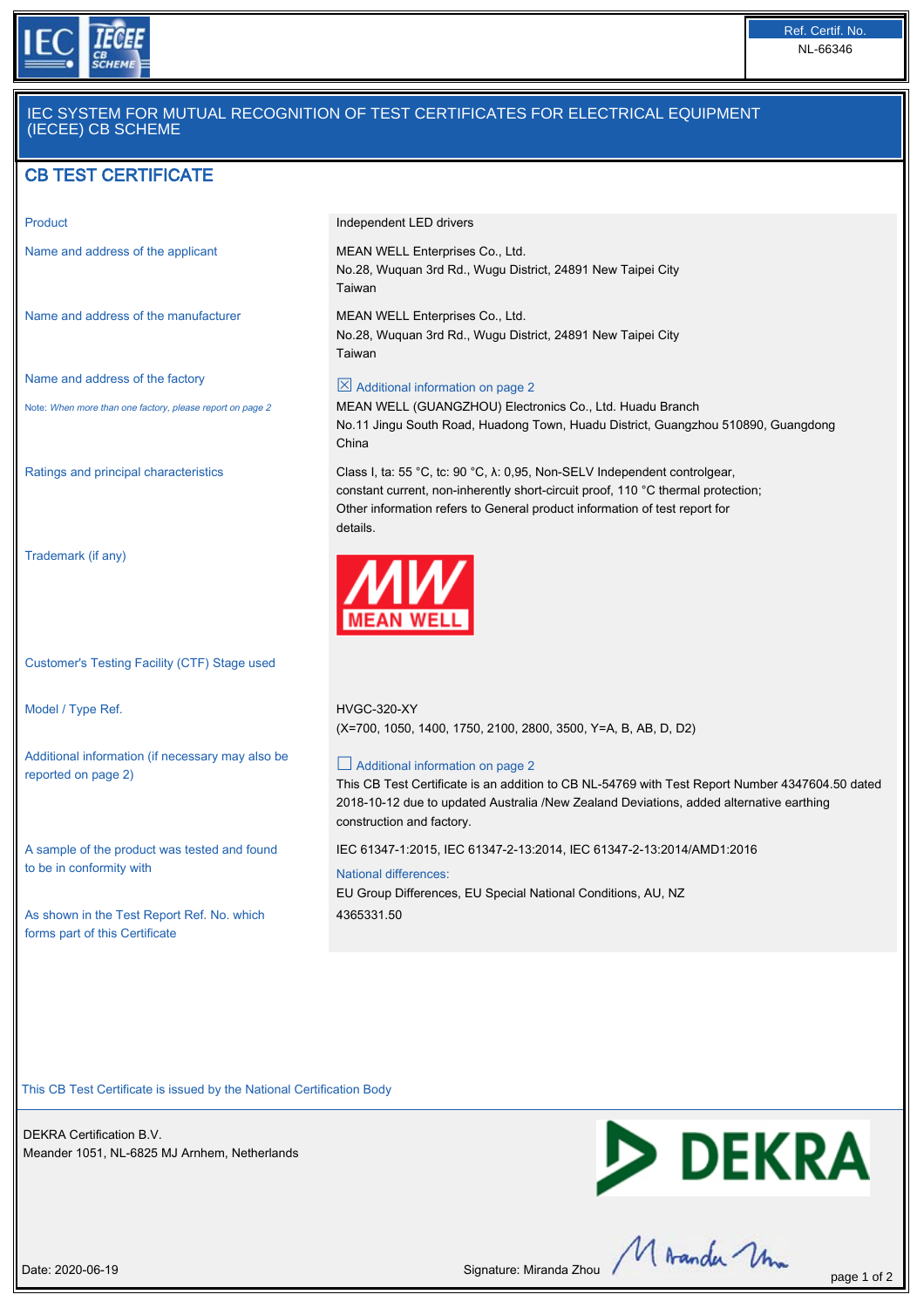Ref. Certif. No.
NL-66346

# IEC SYSTEM FOR MUTUAL RECOGNITION OF TEST CERTIFICATES FOR ELECTRICAL EQUIPMENT (IECEE) CB SCHEME

## CB TEST CERTIFICATE

| | |
|---|---|
| Product | Independent LED drivers |
| Name and address of the applicant | MEAN WELL Enterprises Co., Ltd.<br>No.28, Wuquan 3rd Rd., Wugu District, 24891 New Taipei City<br>Taiwan |
| Name and address of the manufacturer | MEAN WELL Enterprises Co., Ltd.<br>No.28, Wuquan 3rd Rd., Wugu District, 24891 New Taipei City<br>Taiwan |
| Name and address of the factory<br>Note: *When more than one factory, please report on page 2* | ☒ Additional information on page 2<br>MEAN WELL (GUANGZHOU) Electronics Co., Ltd. Huadu Branch<br>No.11 Jingu South Road, Huadong Town, Huadu District, Guangzhou 510890, Guangdong<br>China |
| Ratings and principal characteristics | Class I, ta: 55 °C, tc: 90 °C, λ: 0,95, Non-SELV Independent controlgear, constant current, non-inherently short-circuit proof, 110 °C thermal protection;<br>Other information refers to General product information of test report for details. |
| Trademark (if any) | MW MEAN WELL |
| Customer's Testing Facility (CTF) Stage used | |
| Model / Type Ref. | HVGC-320-XY<br>(X=700, 1050, 1400, 1750, 2100, 2800, 3500, Y=A, B, AB, D, D2) |
| Additional information (if necessary may also be reported on page 2) | ☐ Additional information on page 2<br>This CB Test Certificate is an addition to CB NL-54769 with Test Report Number 4347604.50 dated 2018-10-12 due to updated Australia /New Zealand Deviations, added alternative earthing construction and factory. |
| A sample of the product was tested and found to be in conformity with | IEC 61347-1:2015, IEC 61347-2-13:2014, IEC 61347-2-13:2014/AMD1:2016<br>National differences:<br>EU Group Differences, EU Special National Conditions, AU, NZ |
| As shown in the Test Report Ref. No. which forms part of this Certificate | 4365331.50 |

This CB Test Certificate is issued by the National Certification Body

DEKRA Certification B.V.
Meander 1051, NL-6825 MJ Arnhem, Netherlands

Date: 2020-06-19

Signature: Miranda Zhou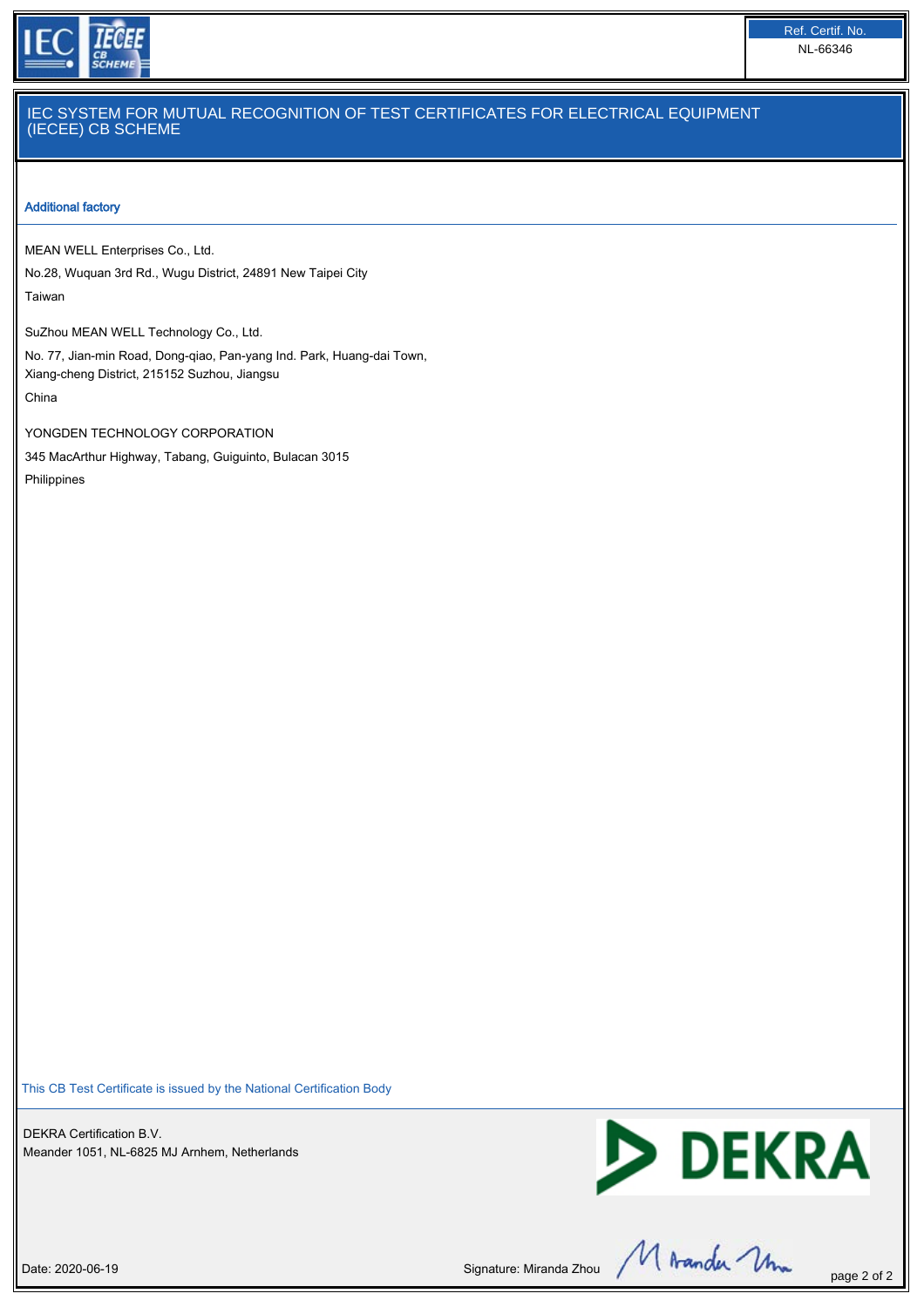Ref. Certif. No.
NL-66346

# IEC SYSTEM FOR MUTUAL RECOGNITION OF TEST CERTIFICATES FOR ELECTRICAL EQUIPMENT (IECEE) CB SCHEME

## Additional factory

MEAN WELL Enterprises Co., Ltd.
No.28, Wuquan 3rd Rd., Wugu District, 24891 New Taipei City
Taiwan

SuZhou MEAN WELL Technology Co., Ltd.
No. 77, Jian-min Road, Dong-qiao, Pan-yang Ind. Park, Huang-dai Town, Xiang-cheng District, 215152 Suzhou, Jiangsu
China

YONGDEN TECHNOLOGY CORPORATION
345 MacArthur Highway, Tabang, Guiguinto, Bulacan 3015
Philippines

This CB Test Certificate is issued by the National Certification Body

DEKRA Certification B.V.
Meander 1051, NL-6825 MJ Arnhem, Netherlands

Date: 2020-06-19

Signature: Miranda Zhou